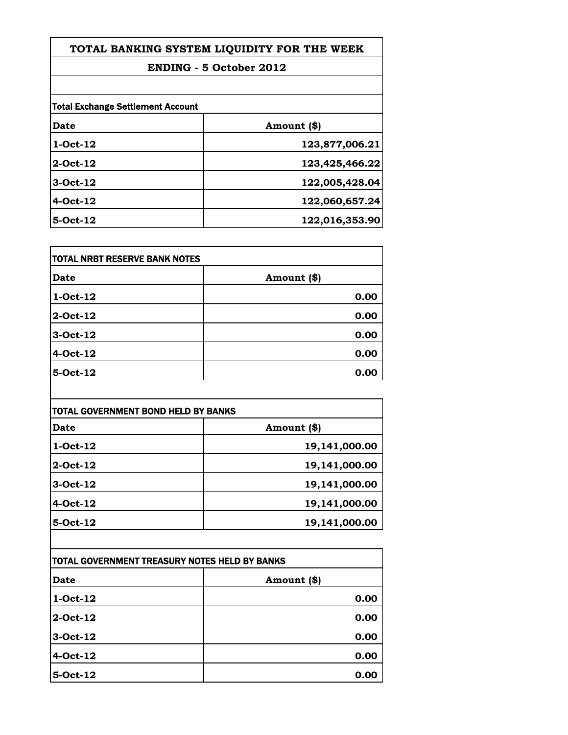# TOTAL BANKING SYSTEM LIQUIDITY FOR THE WEEK

## ENDING - 5 October 2012

**Total Exchange Settlement Account**

| Date | Amount ($) |
|---|---|
| 1-Oct-12 | 123,877,006.21 |
| 2-Oct-12 | 123,425,466.22 |
| 3-Oct-12 | 122,005,428.04 |
| 4-Oct-12 | 122,060,657.24 |
| 5-Oct-12 | 122,016,353.90 |

**TOTAL NRBT RESERVE BANK NOTES**

| Date | Amount ($) |
|---|---|
| 1-Oct-12 | 0.00 |
| 2-Oct-12 | 0.00 |
| 3-Oct-12 | 0.00 |
| 4-Oct-12 | 0.00 |
| 5-Oct-12 | 0.00 |

**TOTAL GOVERNMENT BOND HELD BY BANKS**

| Date | Amount ($) |
|---|---|
| 1-Oct-12 | 19,141,000.00 |
| 2-Oct-12 | 19,141,000.00 |
| 3-Oct-12 | 19,141,000.00 |
| 4-Oct-12 | 19,141,000.00 |
| 5-Oct-12 | 19,141,000.00 |

**TOTAL GOVERNMENT TREASURY NOTES HELD BY BANKS**

| Date | Amount ($) |
|---|---|
| 1-Oct-12 | 0.00 |
| 2-Oct-12 | 0.00 |
| 3-Oct-12 | 0.00 |
| 4-Oct-12 | 0.00 |
| 5-Oct-12 | 0.00 |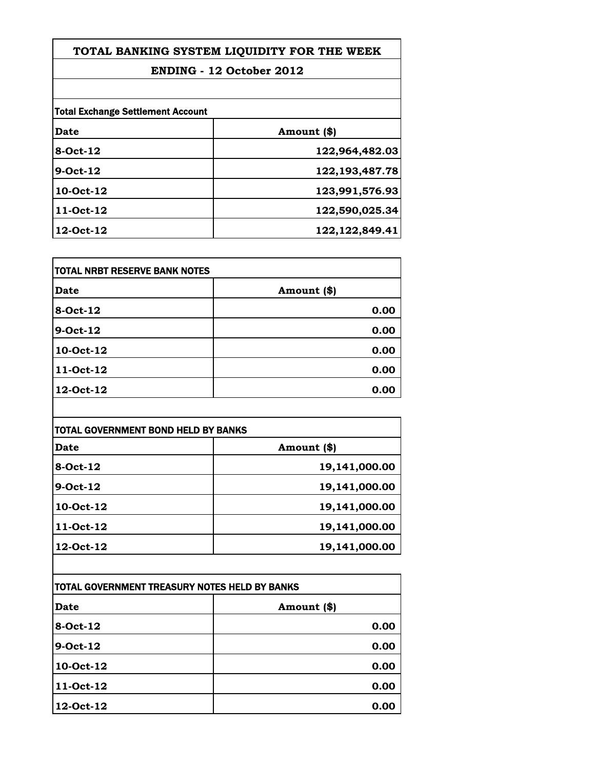# TOTAL BANKING SYSTEM LIQUIDITY FOR THE WEEK

## ENDING - 12 October 2012

**Total Exchange Settlement Account**

| Date | Amount ($) |
|---|---|
| 8-Oct-12 | 122,964,482.03 |
| 9-Oct-12 | 122,193,487.78 |
| 10-Oct-12 | 123,991,576.93 |
| 11-Oct-12 | 122,590,025.34 |
| 12-Oct-12 | 122,122,849.41 |

**TOTAL NRBT RESERVE BANK NOTES**

| Date | Amount ($) |
|---|---|
| 8-Oct-12 | 0.00 |
| 9-Oct-12 | 0.00 |
| 10-Oct-12 | 0.00 |
| 11-Oct-12 | 0.00 |
| 12-Oct-12 | 0.00 |

**TOTAL GOVERNMENT BOND HELD BY BANKS**

| Date | Amount ($) |
|---|---|
| 8-Oct-12 | 19,141,000.00 |
| 9-Oct-12 | 19,141,000.00 |
| 10-Oct-12 | 19,141,000.00 |
| 11-Oct-12 | 19,141,000.00 |
| 12-Oct-12 | 19,141,000.00 |

**TOTAL GOVERNMENT TREASURY NOTES HELD BY BANKS**

| Date | Amount ($) |
|---|---|
| 8-Oct-12 | 0.00 |
| 9-Oct-12 | 0.00 |
| 10-Oct-12 | 0.00 |
| 11-Oct-12 | 0.00 |
| 12-Oct-12 | 0.00 |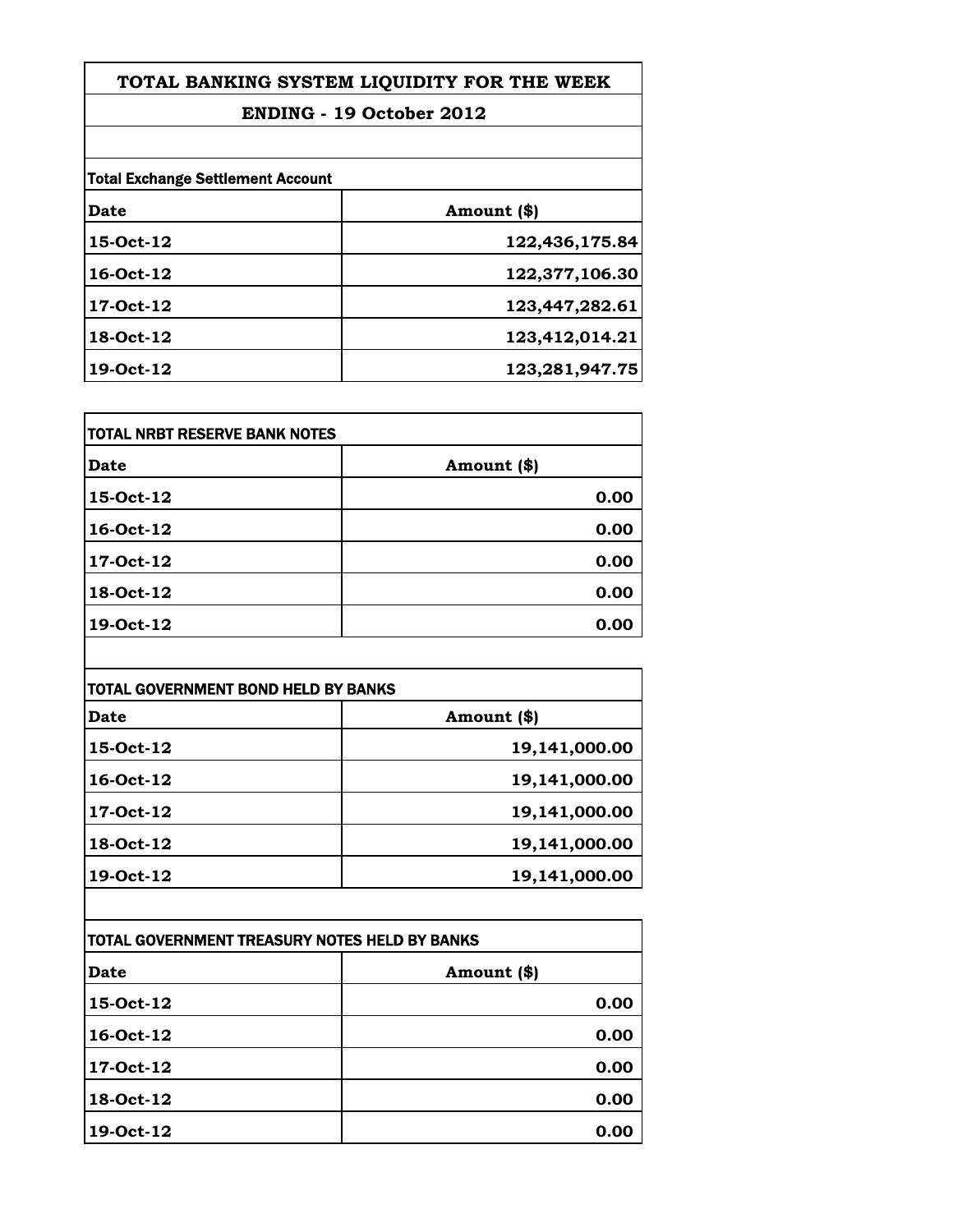# TOTAL BANKING SYSTEM LIQUIDITY FOR THE WEEK

## ENDING - 19 October 2012

**Total Exchange Settlement Account**

| Date | Amount ($) |
|---|---|
| 15-Oct-12 | 122,436,175.84 |
| 16-Oct-12 | 122,377,106.30 |
| 17-Oct-12 | 123,447,282.61 |
| 18-Oct-12 | 123,412,014.21 |
| 19-Oct-12 | 123,281,947.75 |

**TOTAL NRBT RESERVE BANK NOTES**

| Date | Amount ($) |
|---|---|
| 15-Oct-12 | 0.00 |
| 16-Oct-12 | 0.00 |
| 17-Oct-12 | 0.00 |
| 18-Oct-12 | 0.00 |
| 19-Oct-12 | 0.00 |

**TOTAL GOVERNMENT BOND HELD BY BANKS**

| Date | Amount ($) |
|---|---|
| 15-Oct-12 | 19,141,000.00 |
| 16-Oct-12 | 19,141,000.00 |
| 17-Oct-12 | 19,141,000.00 |
| 18-Oct-12 | 19,141,000.00 |
| 19-Oct-12 | 19,141,000.00 |

**TOTAL GOVERNMENT TREASURY NOTES HELD BY BANKS**

| Date | Amount ($) |
|---|---|
| 15-Oct-12 | 0.00 |
| 16-Oct-12 | 0.00 |
| 17-Oct-12 | 0.00 |
| 18-Oct-12 | 0.00 |
| 19-Oct-12 | 0.00 |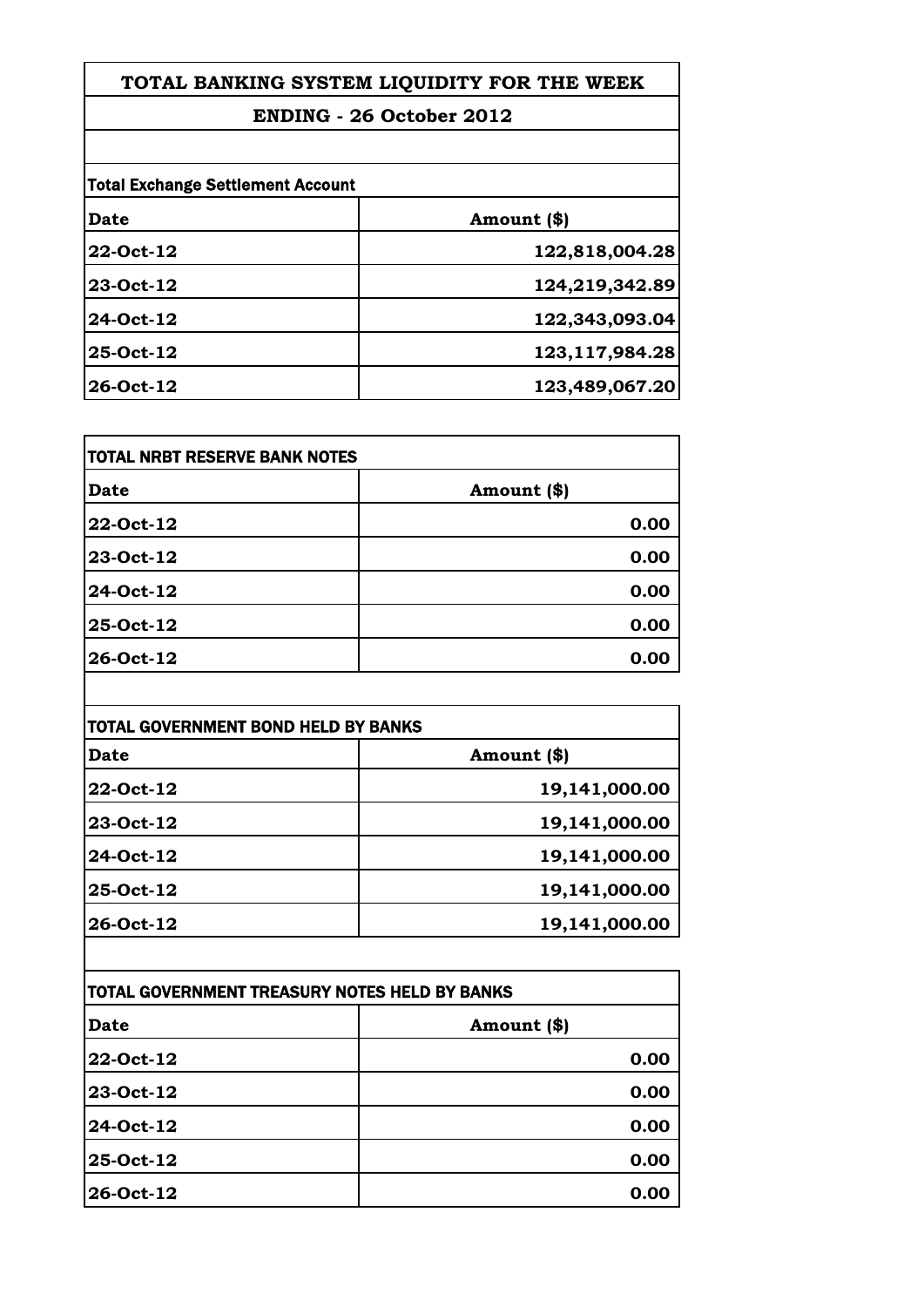# TOTAL BANKING SYSTEM LIQUIDITY FOR THE WEEK

## ENDING - 26 October 2012

**Total Exchange Settlement Account**

| Date | Amount ($) |
|---|---|
| 22-Oct-12 | 122,818,004.28 |
| 23-Oct-12 | 124,219,342.89 |
| 24-Oct-12 | 122,343,093.04 |
| 25-Oct-12 | 123,117,984.28 |
| 26-Oct-12 | 123,489,067.20 |

**TOTAL NRBT RESERVE BANK NOTES**

| Date | Amount ($) |
|---|---|
| 22-Oct-12 | 0.00 |
| 23-Oct-12 | 0.00 |
| 24-Oct-12 | 0.00 |
| 25-Oct-12 | 0.00 |
| 26-Oct-12 | 0.00 |

**TOTAL GOVERNMENT BOND HELD BY BANKS**

| Date | Amount ($) |
|---|---|
| 22-Oct-12 | 19,141,000.00 |
| 23-Oct-12 | 19,141,000.00 |
| 24-Oct-12 | 19,141,000.00 |
| 25-Oct-12 | 19,141,000.00 |
| 26-Oct-12 | 19,141,000.00 |

**TOTAL GOVERNMENT TREASURY NOTES HELD BY BANKS**

| Date | Amount ($) |
|---|---|
| 22-Oct-12 | 0.00 |
| 23-Oct-12 | 0.00 |
| 24-Oct-12 | 0.00 |
| 25-Oct-12 | 0.00 |
| 26-Oct-12 | 0.00 |